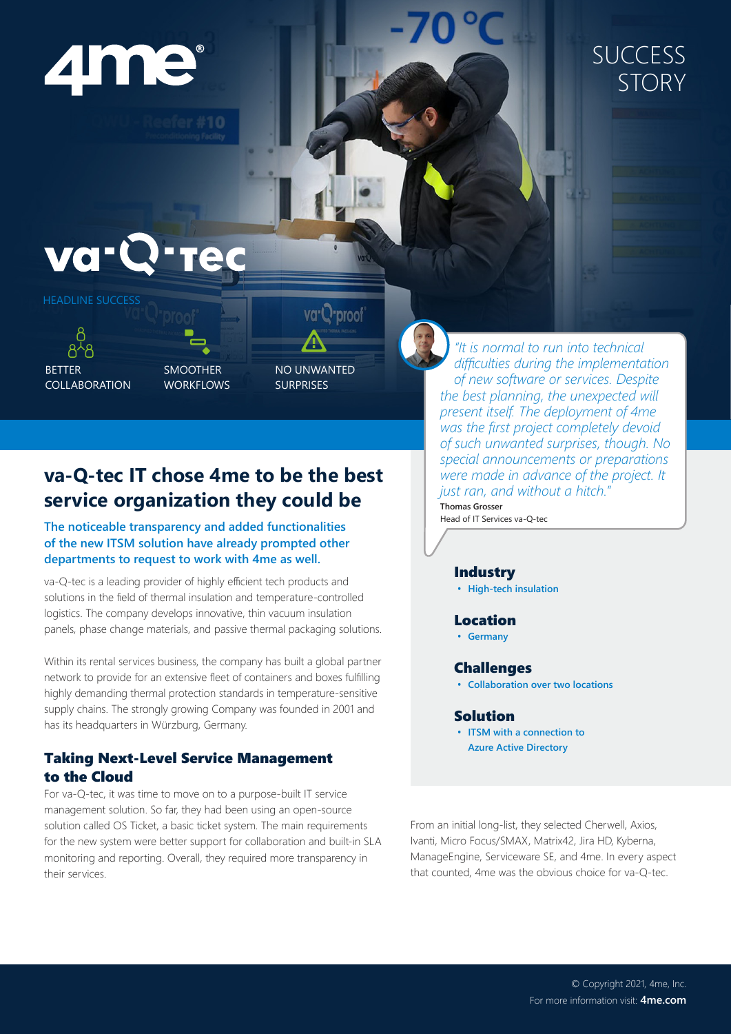4me®

SUCCESS STORY

va-Q-tec

HEADLINE SUCCESS

- BETTER COLLABORATION
- SMOOTHER WORKFLOWS
- NO UNWANTED SURPRISES

> *"It is normal to run into technical difficulties during the implementation of new software or services. Despite the best planning, the unexpected will present itself. The deployment of 4me was the first project completely devoid of such unwanted surprises, though. No special announcements or preparations were made in advance of the project. It just ran, and without a hitch."*
>
> Thomas Grosser
> Head of IT Services va-Q-tec

# va-Q-tec IT chose 4me to be the best service organization they could be

**The noticeable transparency and added functionalities of the new ITSM solution have already prompted other departments to request to work with 4me as well.**

va-Q-tec is a leading provider of highly efficient tech products and solutions in the field of thermal insulation and temperature-controlled logistics. The company develops innovative, thin vacuum insulation panels, phase change materials, and passive thermal packaging solutions.

Within its rental services business, the company has built a global partner network to provide for an extensive fleet of containers and boxes fulfilling highly demanding thermal protection standards in temperature-sensitive supply chains. The strongly growing Company was founded in 2001 and has its headquarters in Würzburg, Germany.

## Taking Next-Level Service Management to the Cloud

For va-Q-tec, it was time to move on to a purpose-built IT service management solution. So far, they had been using an open-source solution called OS Ticket, a basic ticket system. The main requirements for the new system were better support for collaboration and built-in SLA monitoring and reporting. Overall, they required more transparency in their services.

From an initial long-list, they selected Cherwell, Axios, Ivanti, Micro Focus/SMAX, Matrix42, Jira HD, Kyberna, ManageEngine, Serviceware SE, and 4me. In every aspect that counted, 4me was the obvious choice for va-Q-tec.

### Industry
- High-tech insulation

### Location
- Germany

### Challenges
- Collaboration over two locations

### Solution
- ITSM with a connection to Azure Active Directory

© Copyright 2021, 4me, Inc.
For more information visit: **4me.com**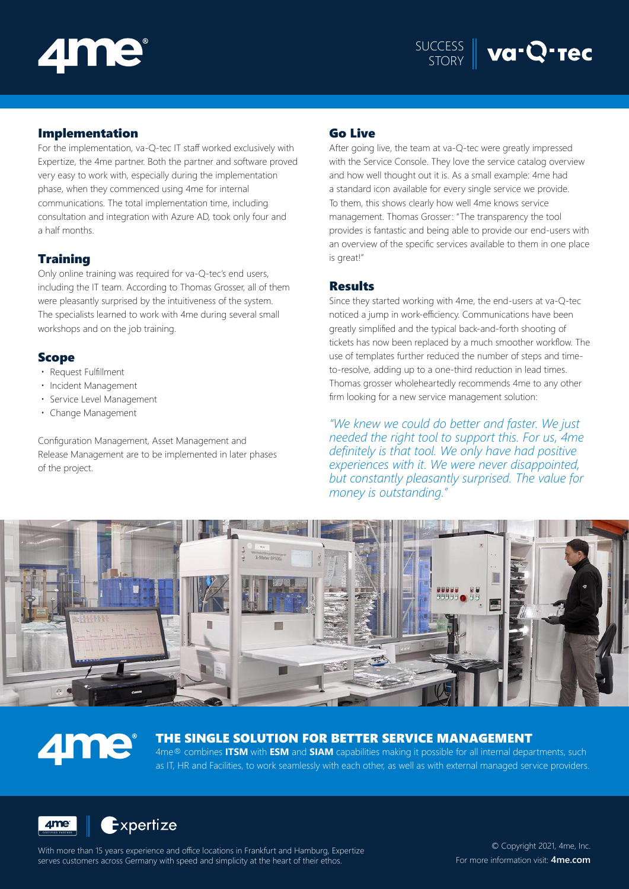SUCCESS STORY

## Implementation

For the implementation, va-Q-tec IT staff worked exclusively with Expertize, the 4me partner. Both the partner and software proved very easy to work with, especially during the implementation phase, when they commenced using 4me for internal communications. The total implementation time, including consultation and integration with Azure AD, took only four and a half months.

## Training

Only online training was required for va-Q-tec's end users, including the IT team. According to Thomas Grosser, all of them were pleasantly surprised by the intuitiveness of the system. The specialists learned to work with 4me during several small workshops and on the job training.

## Scope

- Request Fulfillment
- Incident Management
- Service Level Management
- Change Management

Configuration Management, Asset Management and Release Management are to be implemented in later phases of the project.

## Go Live

After going live, the team at va-Q-tec were greatly impressed with the Service Console. They love the service catalog overview and how well thought out it is. As a small example: 4me had a standard icon available for every single service we provide. To them, this shows clearly how well 4me knows service management. Thomas Grosser: "The transparency the tool provides is fantastic and being able to provide our end-users with an overview of the specific services available to them in one place is great!"

## Results

Since they started working with 4me, the end-users at va-Q-tec noticed a jump in work-efficiency. Communications have been greatly simplified and the typical back-and-forth shooting of tickets has now been replaced by a much smoother workflow. The use of templates further reduced the number of steps and time-to-resolve, adding up to a one-third reduction in lead times. Thomas grosser wholeheartedly recommends 4me to any other firm looking for a new service management solution:

*"We knew we could do better and faster. We just needed the right tool to support this. For us, 4me definitely is that tool. We only have had positive experiences with it. We were never disappointed, but constantly pleasantly surprised. The value for money is outstanding."*

## THE SINGLE SOLUTION FOR BETTER SERVICE MANAGEMENT

4me® combines **ITSM** with **ESM** and **SIAM** capabilities making it possible for all internal departments, such as IT, HR and Facilities, to work seamlessly with each other, as well as with external managed service providers.

With more than 15 years experience and office locations in Frankfurt and Hamburg, Expertize serves customers across Germany with speed and simplicity at the heart of their ethos.

© Copyright 2021, 4me, Inc.
For more information visit: **4me.com**